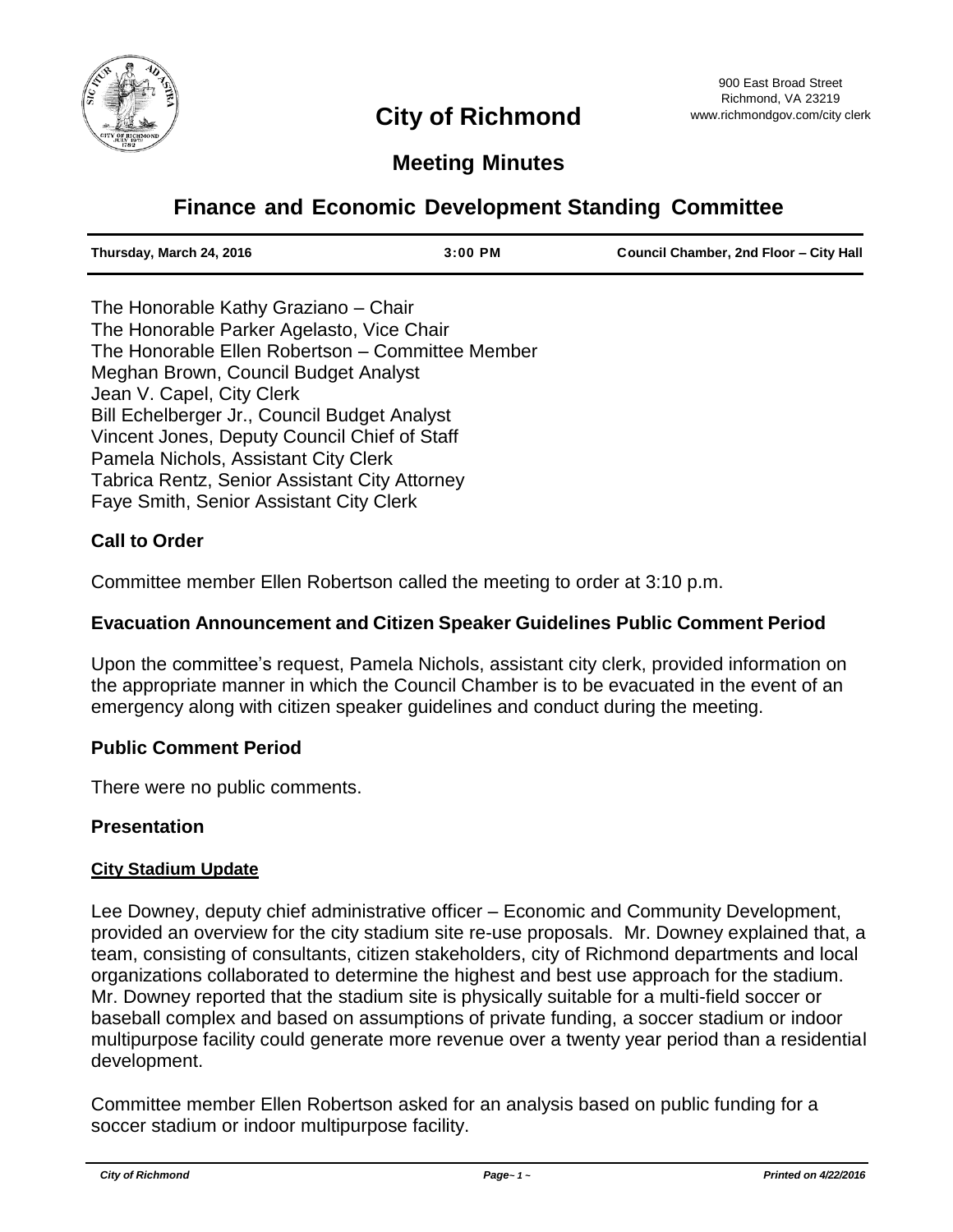# City of Richmond

900 East Broad Street
Richmond, VA 23219
www.richmondgov.com/city clerk

## Meeting Minutes

## Finance and Economic Development Standing Committee

| Thursday, March 24, 2016 | 3:00 PM | Council Chamber, 2nd Floor – City Hall |
|---|---|---|

The Honorable Kathy Graziano – Chair
The Honorable Parker Agelasto, Vice Chair
The Honorable Ellen Robertson – Committee Member
Meghan Brown, Council Budget Analyst
Jean V. Capel, City Clerk
Bill Echelberger Jr., Council Budget Analyst
Vincent Jones, Deputy Council Chief of Staff
Pamela Nichols, Assistant City Clerk
Tabrica Rentz, Senior Assistant City Attorney
Faye Smith, Senior Assistant City Clerk

### Call to Order

Committee member Ellen Robertson called the meeting to order at 3:10 p.m.

### Evacuation Announcement and Citizen Speaker Guidelines Public Comment Period

Upon the committee's request, Pamela Nichols, assistant city clerk, provided information on the appropriate manner in which the Council Chamber is to be evacuated in the event of an emergency along with citizen speaker guidelines and conduct during the meeting.

### Public Comment Period

There were no public comments.

### Presentation

**City Stadium Update**

Lee Downey, deputy chief administrative officer – Economic and Community Development, provided an overview for the city stadium site re-use proposals. Mr. Downey explained that, a team, consisting of consultants, citizen stakeholders, city of Richmond departments and local organizations collaborated to determine the highest and best use approach for the stadium. Mr. Downey reported that the stadium site is physically suitable for a multi-field soccer or baseball complex and based on assumptions of private funding, a soccer stadium or indoor multipurpose facility could generate more revenue over a twenty year period than a residential development.

Committee member Ellen Robertson asked for an analysis based on public funding for a soccer stadium or indoor multipurpose facility.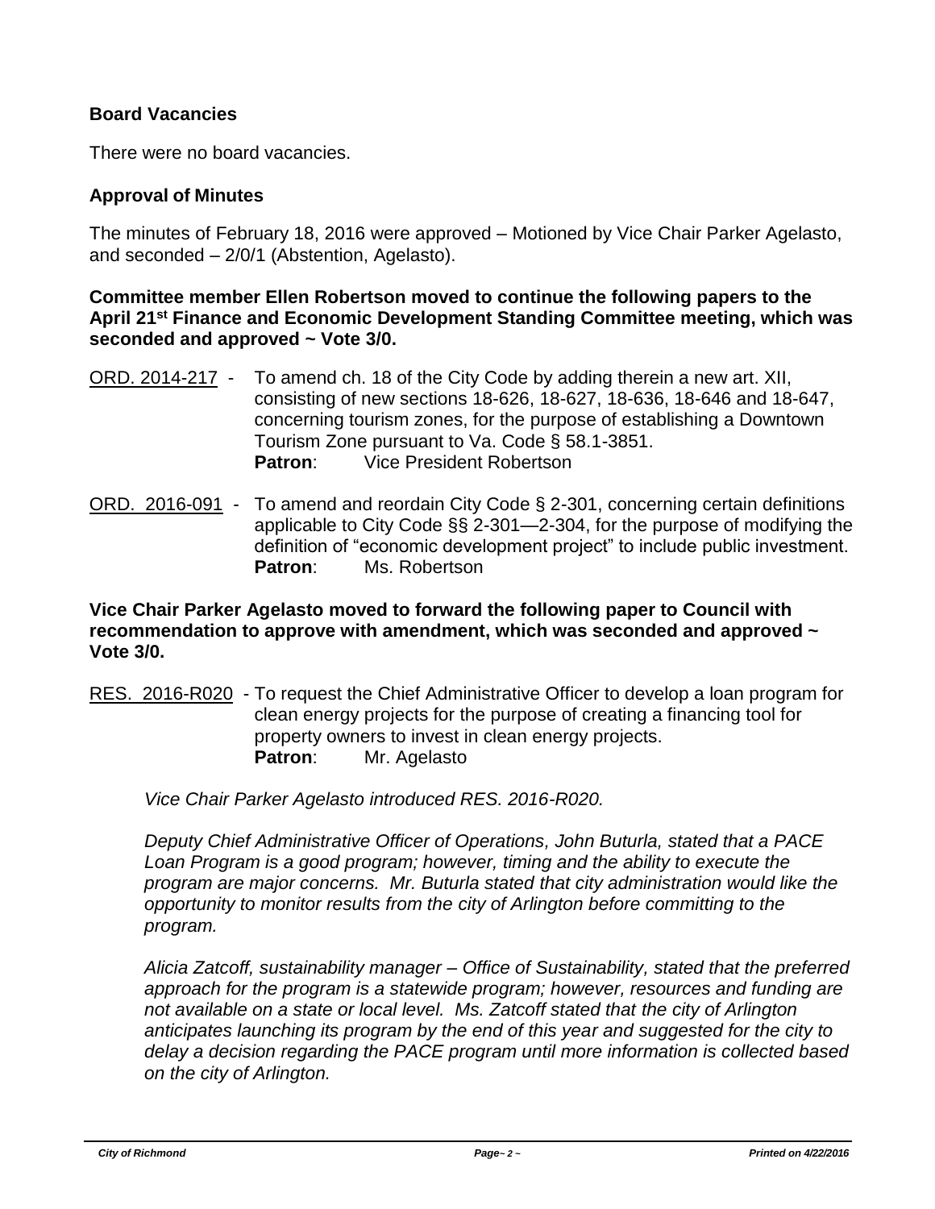**Board Vacancies**

There were no board vacancies.

**Approval of Minutes**

The minutes of February 18, 2016 were approved – Motioned by Vice Chair Parker Agelasto, and seconded – 2/0/1 (Abstention, Agelasto).

**Committee member Ellen Robertson moved to continue the following papers to the April 21st Finance and Economic Development Standing Committee meeting, which was seconded and approved ~ Vote 3/0.**

ORD. 2014-217 - To amend ch. 18 of the City Code by adding therein a new art. XII, consisting of new sections 18-626, 18-627, 18-636, 18-646 and 18-647, concerning tourism zones, for the purpose of establishing a Downtown Tourism Zone pursuant to Va. Code § 58.1-3851.
**Patron**: Vice President Robertson

ORD. 2016-091 - To amend and reordain City Code § 2-301, concerning certain definitions applicable to City Code §§ 2-301—2-304, for the purpose of modifying the definition of "economic development project" to include public investment.
**Patron**: Ms. Robertson

**Vice Chair Parker Agelasto moved to forward the following paper to Council with recommendation to approve with amendment, which was seconded and approved ~ Vote 3/0.**

RES. 2016-R020 - To request the Chief Administrative Officer to develop a loan program for clean energy projects for the purpose of creating a financing tool for property owners to invest in clean energy projects.
**Patron**: Mr. Agelasto

*Vice Chair Parker Agelasto introduced RES. 2016-R020.*

*Deputy Chief Administrative Officer of Operations, John Buturla, stated that a PACE Loan Program is a good program; however, timing and the ability to execute the program are major concerns. Mr. Buturla stated that city administration would like the opportunity to monitor results from the city of Arlington before committing to the program.*

*Alicia Zatcoff, sustainability manager – Office of Sustainability, stated that the preferred approach for the program is a statewide program; however, resources and funding are not available on a state or local level. Ms. Zatcoff stated that the city of Arlington anticipates launching its program by the end of this year and suggested for the city to delay a decision regarding the PACE program until more information is collected based on the city of Arlington.*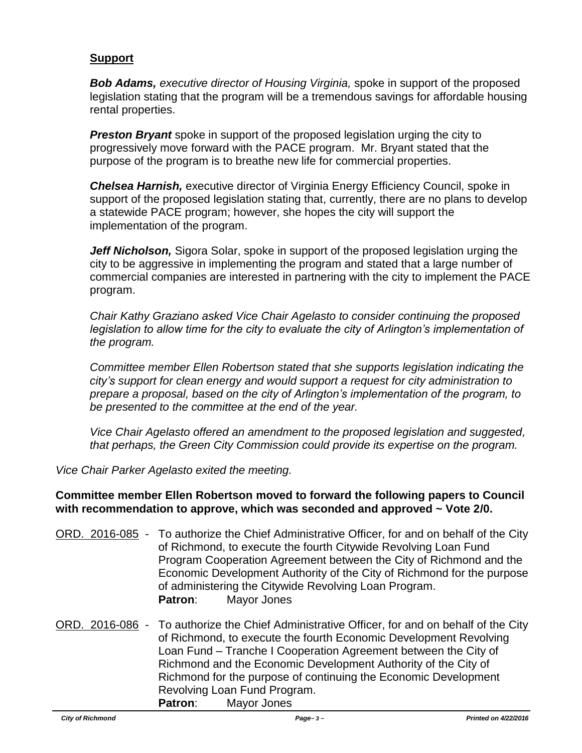**Support**

***Bob Adams,*** *executive director of Housing Virginia,* spoke in support of the proposed legislation stating that the program will be a tremendous savings for affordable housing rental properties.

***Preston Bryant*** spoke in support of the proposed legislation urging the city to progressively move forward with the PACE program. Mr. Bryant stated that the purpose of the program is to breathe new life for commercial properties.

***Chelsea Harnish,*** executive director of Virginia Energy Efficiency Council, spoke in support of the proposed legislation stating that, currently, there are no plans to develop a statewide PACE program; however, she hopes the city will support the implementation of the program.

***Jeff Nicholson,*** Sigora Solar, spoke in support of the proposed legislation urging the city to be aggressive in implementing the program and stated that a large number of commercial companies are interested in partnering with the city to implement the PACE program.

*Chair Kathy Graziano asked Vice Chair Agelasto to consider continuing the proposed legislation to allow time for the city to evaluate the city of Arlington's implementation of the program.*

*Committee member Ellen Robertson stated that she supports legislation indicating the city's support for clean energy and would support a request for city administration to prepare a proposal, based on the city of Arlington's implementation of the program, to be presented to the committee at the end of the year.*

*Vice Chair Agelasto offered an amendment to the proposed legislation and suggested, that perhaps, the Green City Commission could provide its expertise on the program.*

*Vice Chair Parker Agelasto exited the meeting.*

**Committee member Ellen Robertson moved to forward the following papers to Council with recommendation to approve, which was seconded and approved ~ Vote 2/0.**

ORD. 2016-085 - To authorize the Chief Administrative Officer, for and on behalf of the City of Richmond, to execute the fourth Citywide Revolving Loan Fund Program Cooperation Agreement between the City of Richmond and the Economic Development Authority of the City of Richmond for the purpose of administering the Citywide Revolving Loan Program.
**Patron**: Mayor Jones

ORD. 2016-086 - To authorize the Chief Administrative Officer, for and on behalf of the City of Richmond, to execute the fourth Economic Development Revolving Loan Fund – Tranche I Cooperation Agreement between the City of Richmond and the Economic Development Authority of the City of Richmond for the purpose of continuing the Economic Development Revolving Loan Fund Program.
**Patron**: Mayor Jones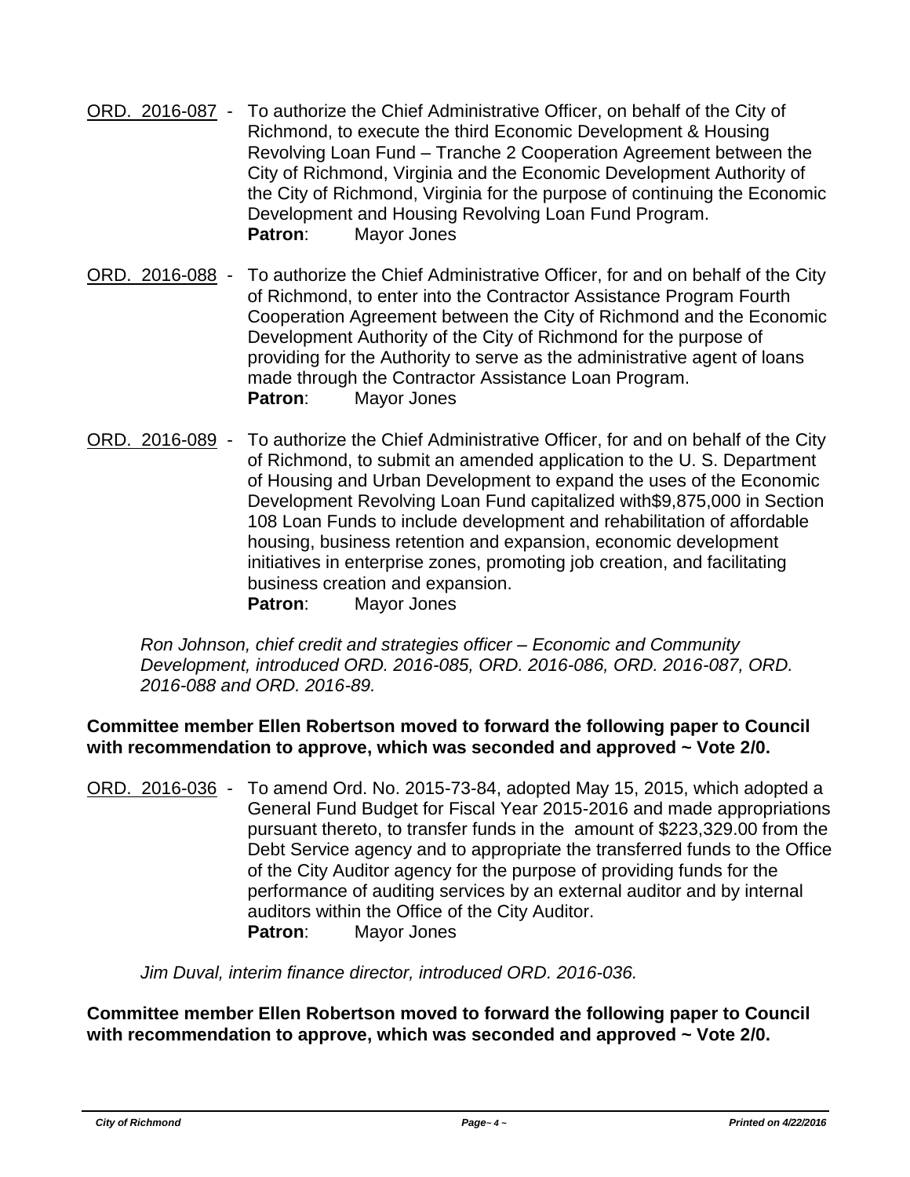ORD. 2016-087 - To authorize the Chief Administrative Officer, on behalf of the City of Richmond, to execute the third Economic Development & Housing Revolving Loan Fund – Tranche 2 Cooperation Agreement between the City of Richmond, Virginia and the Economic Development Authority of the City of Richmond, Virginia for the purpose of continuing the Economic Development and Housing Revolving Loan Fund Program.
**Patron**: Mayor Jones

ORD. 2016-088 - To authorize the Chief Administrative Officer, for and on behalf of the City of Richmond, to enter into the Contractor Assistance Program Fourth Cooperation Agreement between the City of Richmond and the Economic Development Authority of the City of Richmond for the purpose of providing for the Authority to serve as the administrative agent of loans made through the Contractor Assistance Loan Program.
**Patron**: Mayor Jones

ORD. 2016-089 - To authorize the Chief Administrative Officer, for and on behalf of the City of Richmond, to submit an amended application to the U. S. Department of Housing and Urban Development to expand the uses of the Economic Development Revolving Loan Fund capitalized with$9,875,000 in Section 108 Loan Funds to include development and rehabilitation of affordable housing, business retention and expansion, economic development initiatives in enterprise zones, promoting job creation, and facilitating business creation and expansion.
**Patron**: Mayor Jones

*Ron Johnson, chief credit and strategies officer – Economic and Community Development, introduced ORD. 2016-085, ORD. 2016-086, ORD. 2016-087, ORD. 2016-088 and ORD. 2016-89.*

**Committee member Ellen Robertson moved to forward the following paper to Council with recommendation to approve, which was seconded and approved ~ Vote 2/0.**

ORD. 2016-036 - To amend Ord. No. 2015-73-84, adopted May 15, 2015, which adopted a General Fund Budget for Fiscal Year 2015-2016 and made appropriations pursuant thereto, to transfer funds in the amount of $223,329.00 from the Debt Service agency and to appropriate the transferred funds to the Office of the City Auditor agency for the purpose of providing funds for the performance of auditing services by an external auditor and by internal auditors within the Office of the City Auditor.
**Patron**: Mayor Jones

*Jim Duval, interim finance director, introduced ORD. 2016-036.*

**Committee member Ellen Robertson moved to forward the following paper to Council with recommendation to approve, which was seconded and approved ~ Vote 2/0.**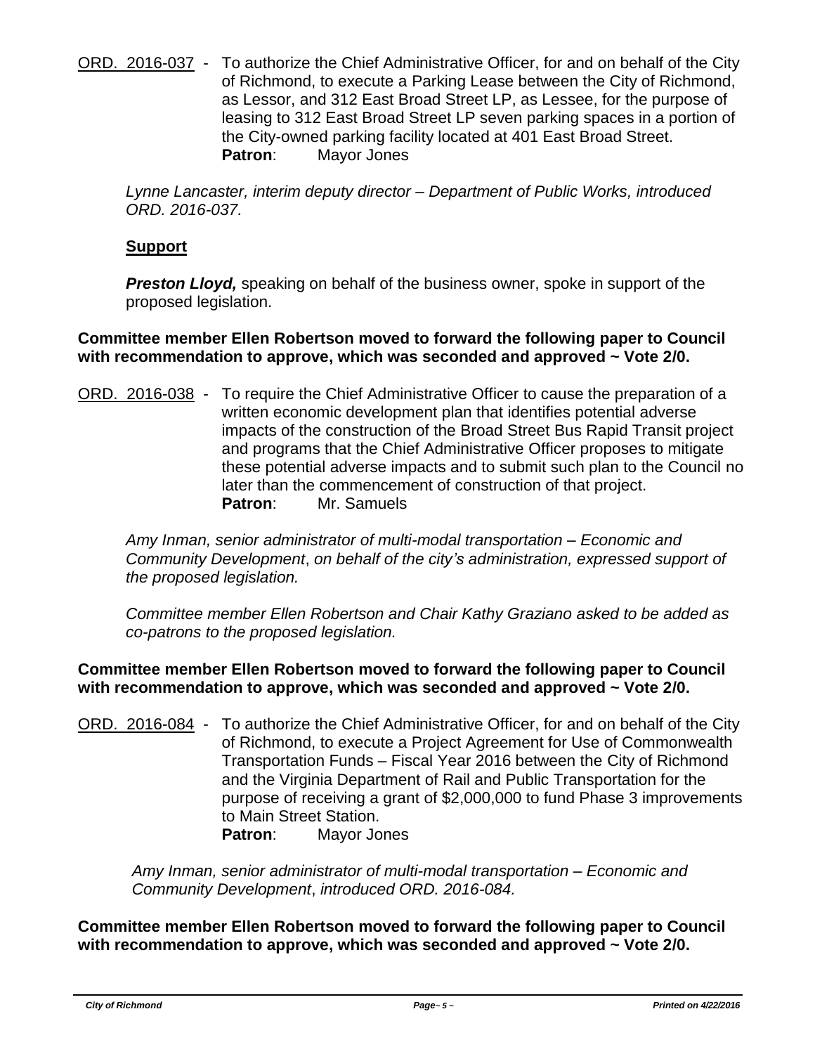ORD. 2016-037 - To authorize the Chief Administrative Officer, for and on behalf of the City of Richmond, to execute a Parking Lease between the City of Richmond, as Lessor, and 312 East Broad Street LP, as Lessee, for the purpose of leasing to 312 East Broad Street LP seven parking spaces in a portion of the City-owned parking facility located at 401 East Broad Street.
**Patron**: Mayor Jones

*Lynne Lancaster, interim deputy director – Department of Public Works, introduced ORD. 2016-037.*

**Support**

***Preston Lloyd,*** speaking on behalf of the business owner, spoke in support of the proposed legislation.

**Committee member Ellen Robertson moved to forward the following paper to Council with recommendation to approve, which was seconded and approved ~ Vote 2/0.**

ORD. 2016-038 - To require the Chief Administrative Officer to cause the preparation of a written economic development plan that identifies potential adverse impacts of the construction of the Broad Street Bus Rapid Transit project and programs that the Chief Administrative Officer proposes to mitigate these potential adverse impacts and to submit such plan to the Council no later than the commencement of construction of that project.
**Patron**: Mr. Samuels

*Amy Inman, senior administrator of multi-modal transportation – Economic and Community Development, on behalf of the city's administration, expressed support of the proposed legislation.*

*Committee member Ellen Robertson and Chair Kathy Graziano asked to be added as co-patrons to the proposed legislation.*

**Committee member Ellen Robertson moved to forward the following paper to Council with recommendation to approve, which was seconded and approved ~ Vote 2/0.**

ORD. 2016-084 - To authorize the Chief Administrative Officer, for and on behalf of the City of Richmond, to execute a Project Agreement for Use of Commonwealth Transportation Funds – Fiscal Year 2016 between the City of Richmond and the Virginia Department of Rail and Public Transportation for the purpose of receiving a grant of $2,000,000 to fund Phase 3 improvements to Main Street Station.
**Patron**: Mayor Jones

*Amy Inman, senior administrator of multi-modal transportation – Economic and Community Development, introduced ORD. 2016-084.*

**Committee member Ellen Robertson moved to forward the following paper to Council with recommendation to approve, which was seconded and approved ~ Vote 2/0.**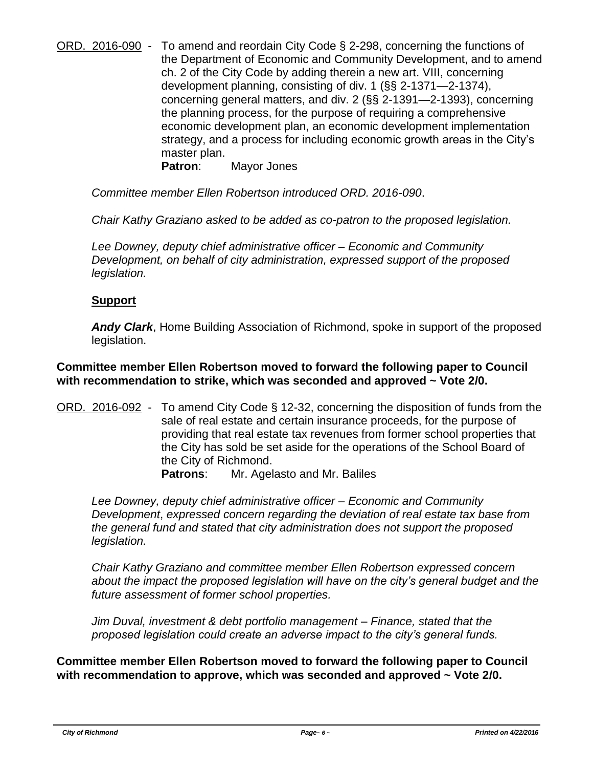ORD. 2016-090 - To amend and reordain City Code § 2-298, concerning the functions of the Department of Economic and Community Development, and to amend ch. 2 of the City Code by adding therein a new art. VIII, concerning development planning, consisting of div. 1 (§§ 2-1371—2-1374), concerning general matters, and div. 2 (§§ 2-1391—2-1393), concerning the planning process, for the purpose of requiring a comprehensive economic development plan, an economic development implementation strategy, and a process for including economic growth areas in the City's master plan.

**Patron**: Mayor Jones

*Committee member Ellen Robertson introduced ORD. 2016-090*.

*Chair Kathy Graziano asked to be added as co-patron to the proposed legislation.*

*Lee Downey, deputy chief administrative officer – Economic and Community Development, on behalf of city administration, expressed support of the proposed legislation.*

**Support**

***Andy Clark***, Home Building Association of Richmond, spoke in support of the proposed legislation.

**Committee member Ellen Robertson moved to forward the following paper to Council with recommendation to strike, which was seconded and approved ~ Vote 2/0.**

ORD. 2016-092 - To amend City Code § 12-32, concerning the disposition of funds from the sale of real estate and certain insurance proceeds, for the purpose of providing that real estate tax revenues from former school properties that the City has sold be set aside for the operations of the School Board of the City of Richmond.

**Patrons**: Mr. Agelasto and Mr. Baliles

*Lee Downey, deputy chief administrative officer – Economic and Community Development*, *expressed concern regarding the deviation of real estate tax base from the general fund and stated that city administration does not support the proposed legislation.*

*Chair Kathy Graziano and committee member Ellen Robertson expressed concern about the impact the proposed legislation will have on the city's general budget and the future assessment of former school properties.*

*Jim Duval, investment & debt portfolio management – Finance, stated that the proposed legislation could create an adverse impact to the city's general funds.*

**Committee member Ellen Robertson moved to forward the following paper to Council with recommendation to approve, which was seconded and approved ~ Vote 2/0.**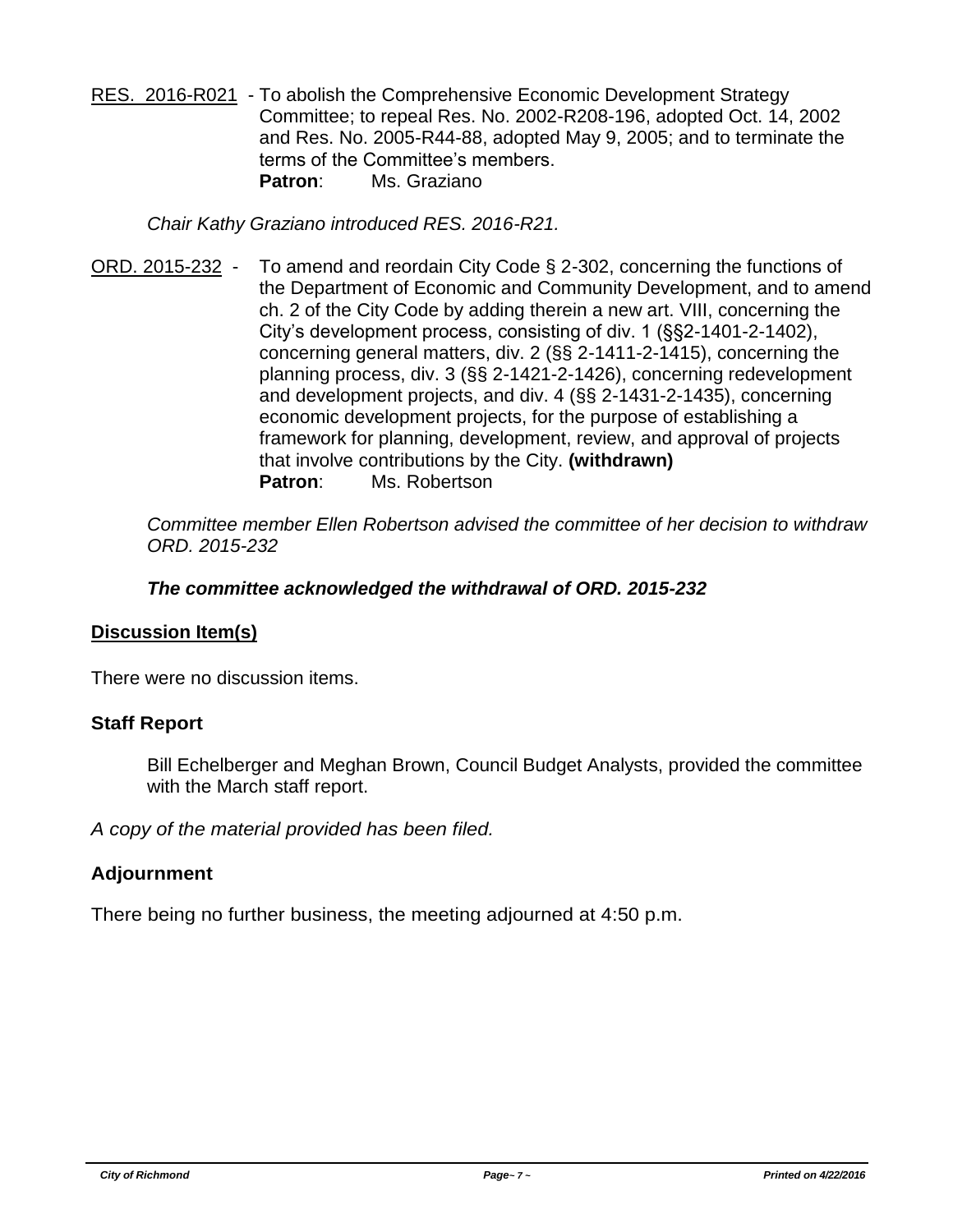RES. 2016-R021 - To abolish the Comprehensive Economic Development Strategy Committee; to repeal Res. No. 2002-R208-196, adopted Oct. 14, 2002 and Res. No. 2005-R44-88, adopted May 9, 2005; and to terminate the terms of the Committee's members.
**Patron**: Ms. Graziano

*Chair Kathy Graziano introduced RES. 2016-R21.*

ORD. 2015-232 - To amend and reordain City Code § 2-302, concerning the functions of the Department of Economic and Community Development, and to amend ch. 2 of the City Code by adding therein a new art. VIII, concerning the City's development process, consisting of div. 1 (§§2-1401-2-1402), concerning general matters, div. 2 (§§ 2-1411-2-1415), concerning the planning process, div. 3 (§§ 2-1421-2-1426), concerning redevelopment and development projects, and div. 4 (§§ 2-1431-2-1435), concerning economic development projects, for the purpose of establishing a framework for planning, development, review, and approval of projects that involve contributions by the City. **(withdrawn)**
**Patron**: Ms. Robertson

*Committee member Ellen Robertson advised the committee of her decision to withdraw ORD. 2015-232*

***The committee acknowledged the withdrawal of ORD. 2015-232***

## Discussion Item(s)

There were no discussion items.

## Staff Report

Bill Echelberger and Meghan Brown, Council Budget Analysts, provided the committee with the March staff report.

*A copy of the material provided has been filed.*

## Adjournment

There being no further business, the meeting adjourned at 4:50 p.m.